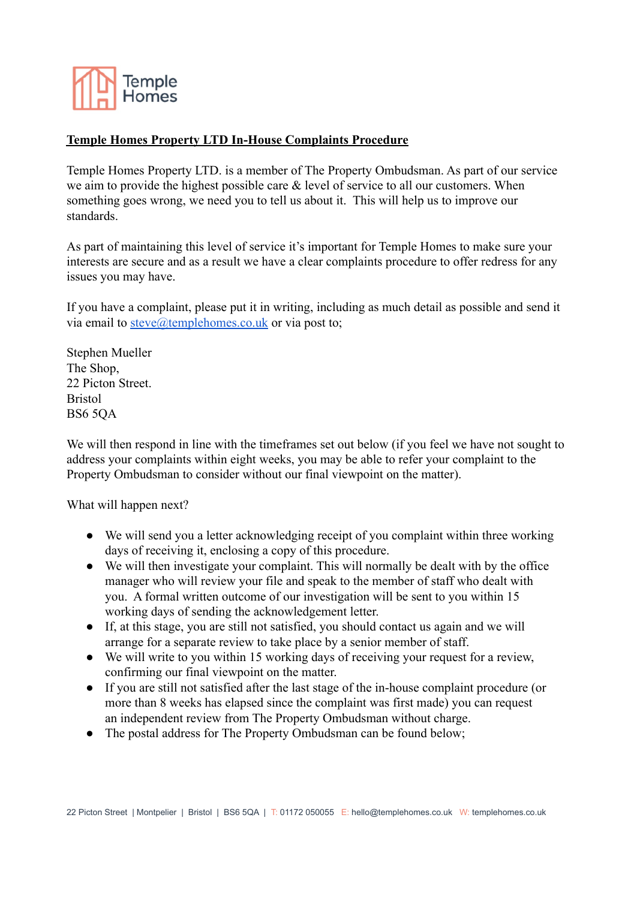Temple Homes

**Temple Homes Property LTD In-House Complaints Procedure**

Temple Homes Property LTD. is a member of The Property Ombudsman. As part of our service we aim to provide the highest possible care & level of service to all our customers. When something goes wrong, we need you to tell us about it. This will help us to improve our standards.

As part of maintaining this level of service it's important for Temple Homes to make sure your interests are secure and as a result we have a clear complaints procedure to offer redress for any issues you may have.

If you have a complaint, please put it in writing, including as much detail as possible and send it via email to steve@templehomes.co.uk or via post to;

Stephen Mueller
The Shop,
22 Picton Street.
Bristol
BS6 5QA

We will then respond in line with the timeframes set out below (if you feel we have not sought to address your complaints within eight weeks, you may be able to refer your complaint to the Property Ombudsman to consider without our final viewpoint on the matter).

What will happen next?

- We will send you a letter acknowledging receipt of you complaint within three working days of receiving it, enclosing a copy of this procedure.
- We will then investigate your complaint. This will normally be dealt with by the office manager who will review your file and speak to the member of staff who dealt with you. A formal written outcome of our investigation will be sent to you within 15 working days of sending the acknowledgement letter.
- If, at this stage, you are still not satisfied, you should contact us again and we will arrange for a separate review to take place by a senior member of staff.
- We will write to you within 15 working days of receiving your request for a review, confirming our final viewpoint on the matter.
- If you are still not satisfied after the last stage of the in-house complaint procedure (or more than 8 weeks has elapsed since the complaint was first made) you can request an independent review from The Property Ombudsman without charge.
- The postal address for The Property Ombudsman can be found below;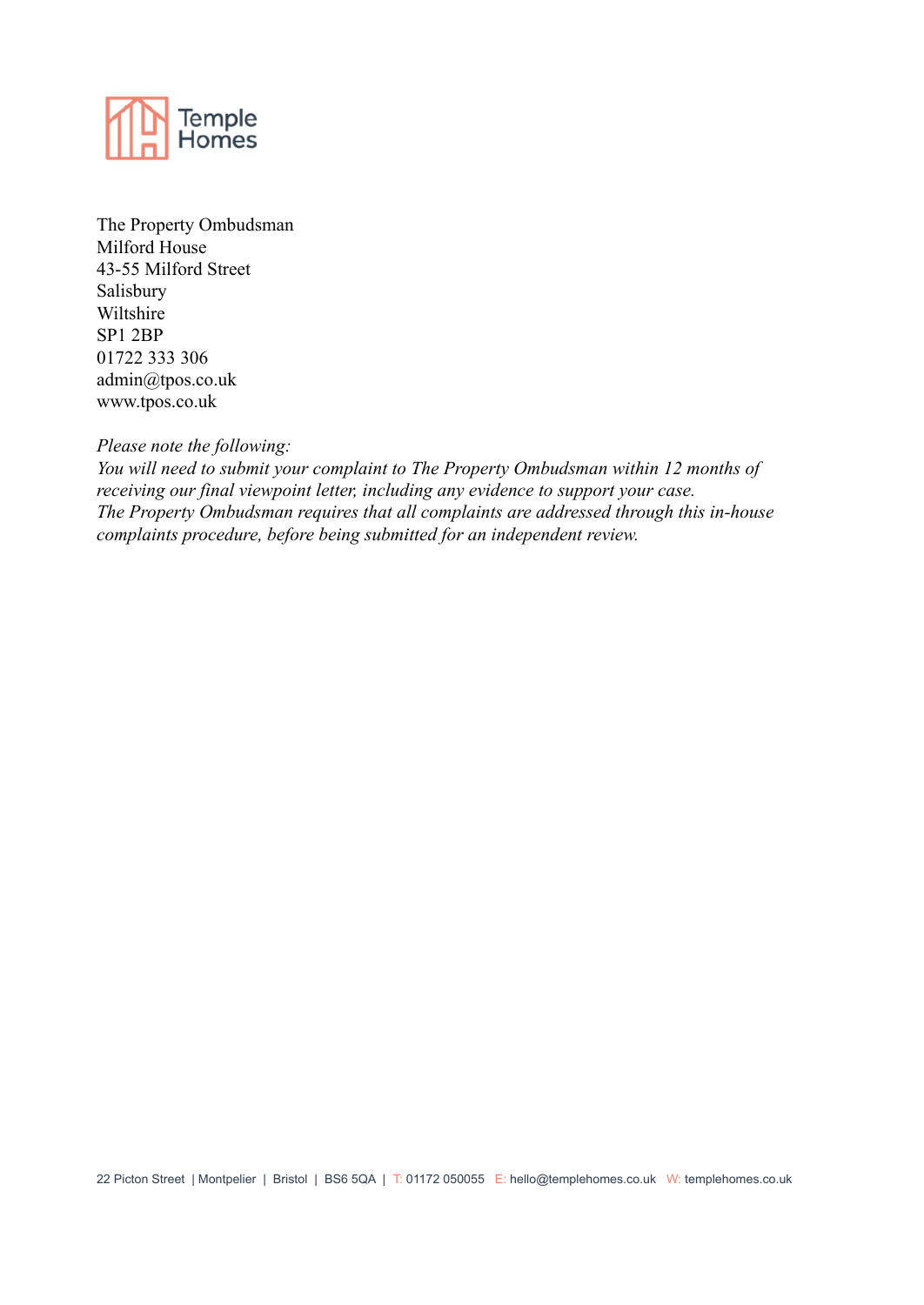The Property Ombudsman
Milford House
43-55 Milford Street
Salisbury
Wiltshire
SP1 2BP
01722 333 306
admin@tpos.co.uk
www.tpos.co.uk

*Please note the following:*
*You will need to submit your complaint to The Property Ombudsman within 12 months of receiving our final viewpoint letter, including any evidence to support your case.*
*The Property Ombudsman requires that all complaints are addressed through this in-house complaints procedure, before being submitted for an independent review.*